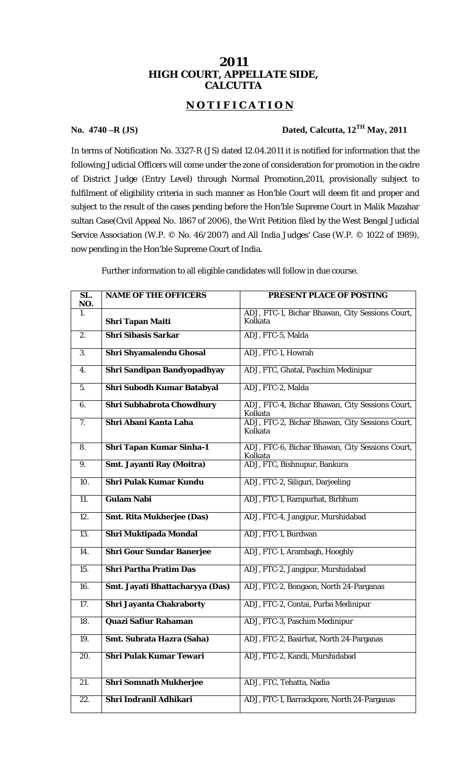# 2011
# HIGH COURT, APPELLATE SIDE, CALCUTTA

## NOTIFICATION

**No. 4740 –R (JS)** **Dated, Calcutta, 12[TH] May, 2011**

In terms of Notification No. 3327-R (JS) dated 12.04.2011 it is notified for information that the following Judicial Officers will come under the zone of consideration for promotion in the cadre of District Judge (Entry Level) through Normal Promotion,2011, provisionally subject to fulfilment of eligibility criteria in such manner as Hon'ble Court will deem fit and proper and subject to the result of the cases pending before the Hon'ble Supreme Court in Malik Mazahar sultan Case(Civil Appeal No. 1867 of 2006), the Writ Petition filed by the West Bengal Judicial Service Association (W.P. © No. 46/2007) and All India Judges' Case (W.P. © 1022 of 1989), now pending in the Hon'ble Supreme Court of India.

Further information to all eligible candidates will follow in due course.

| SL. NO. | NAME OF THE OFFICERS | PRESENT PLACE OF POSTING |
|---|---|---|
| 1. | **Shri Tapan Maiti** | ADJ, FTC-1, Bichar Bhawan, City Sessions Court, Kolkata |
| 2. | **Shri Sibasis Sarkar** | ADJ, FTC-5, Malda |
| 3. | **Shri Shyamalendu Ghosal** | ADJ, FTC-1, Howrah |
| 4. | **Shri Sandipan Bandyopadhyay** | ADJ, FTC, Ghatal, Paschim Medinipur |
| 5. | **Shri Subodh Kumar Batabyal** | ADJ, FTC-2, Malda |
| 6. | **Shri Subhabrota Chowdhury** | ADJ, FTC-4, Bichar Bhawan, City Sessions Court, Kolkata |
| 7. | **Shri Abani Kanta Laha** | ADJ, FTC-2, Bichar Bhawan, City Sessions Court, Kolkata |
| 8. | **Shri Tapan Kumar Sinha-1** | ADJ, FTC-6, Bichar Bhawan, City Sessions Court, Kolkata |
| 9. | **Smt. Jayanti Ray (Moitra)** | ADJ, FTC, Bishnupur, Bankura |
| 10. | **Shri Pulak Kumar Kundu** | ADJ, FTC-2, Siliguri, Darjeeling |
| 11. | **Gulam Nabi** | ADJ, FTC-1, Rampurhat, Birbhum |
| 12. | **Smt. Rita Mukherjee (Das)** | ADJ, FTC-4, Jangipur, Murshidabad |
| 13. | **Shri Muktipada Mondal** | ADJ, FTC-1, Burdwan |
| 14. | **Shri Gour Sundar Banerjee** | ADJ, FTC-1, Arambagh, Hooghly |
| 15. | **Shri Partha Pratim Das** | ADJ, FTC-2, Jangipur, Murshidabad |
| 16. | **Smt. Jayati Bhattacharyya (Das)** | ADJ, FTC-2, Bongaon, North 24-Parganas |
| 17. | **Shri Jayanta Chakraborty** | ADJ, FTC-2, Contai, Purba Medinipur |
| 18. | **Quazi Safiur Rahaman** | ADJ, FTC-3, Paschim Medinipur |
| 19. | **Smt. Subrata Hazra (Saha)** | ADJ, FTC-2, Basirhat, North 24-Parganas |
| 20. | **Shri Pulak Kumar Tewari** | ADJ, FTC-2, Kandi, Murshidabad |
| 21. | **Shri Somnath Mukherjee** | ADJ, FTC, Tehatta, Nadia |
| 22. | **Shri Indranil Adhikari** | ADJ, FTC-1, Barrackpore, North 24-Parganas |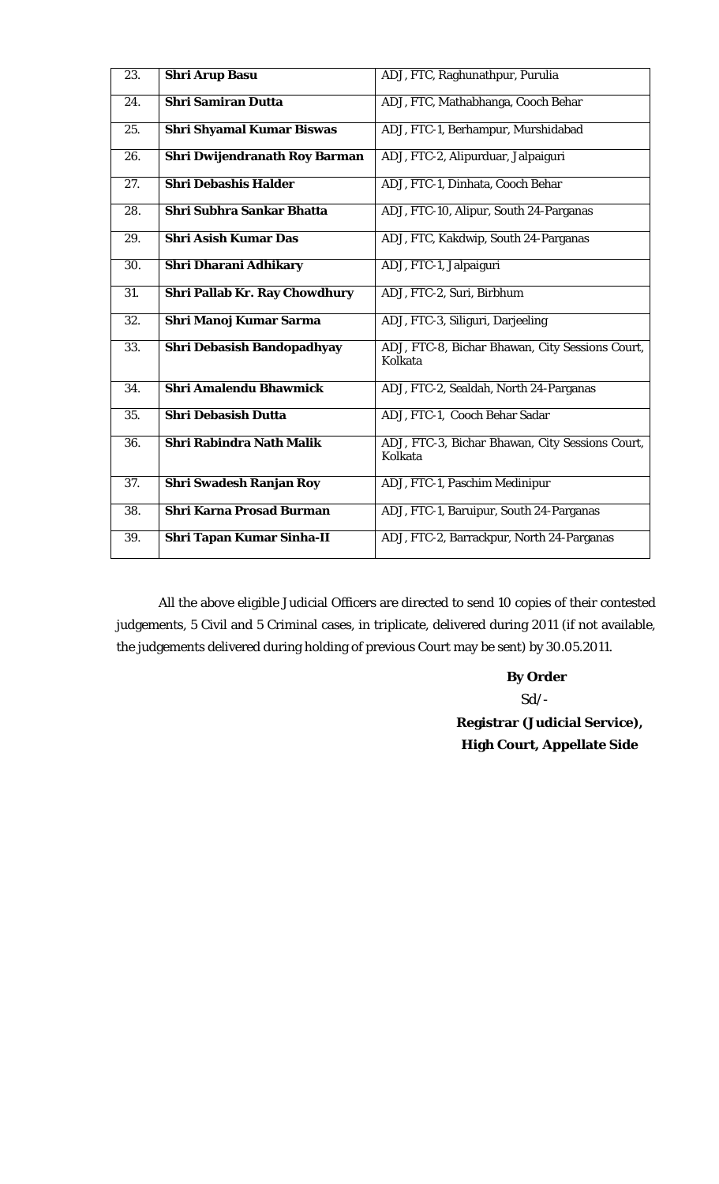| | | |
|---|---|---|
| 23. | **Shri Arup Basu** | ADJ, FTC, Raghunathpur, Purulia |
| 24. | **Shri Samiran Dutta** | ADJ, FTC, Mathabhanga, Cooch Behar |
| 25. | **Shri Shyamal Kumar Biswas** | ADJ, FTC-1, Berhampur, Murshidabad |
| 26. | **Shri Dwijendranath Roy Barman** | ADJ, FTC-2, Alipurduar, Jalpaiguri |
| 27. | **Shri Debashis Halder** | ADJ, FTC-1, Dinhata, Cooch Behar |
| 28. | **Shri Subhra Sankar Bhatta** | ADJ, FTC-10, Alipur, South 24-Parganas |
| 29. | **Shri Asish Kumar Das** | ADJ, FTC, Kakdwip, South 24-Parganas |
| 30. | **Shri Dharani Adhikary** | ADJ, FTC-1, Jalpaiguri |
| 31. | **Shri Pallab Kr. Ray Chowdhury** | ADJ, FTC-2, Suri, Birbhum |
| 32. | **Shri Manoj Kumar Sarma** | ADJ, FTC-3, Siliguri, Darjeeling |
| 33. | **Shri Debasish Bandopadhyay** | ADJ, FTC-8, Bichar Bhawan, City Sessions Court, Kolkata |
| 34. | **Shri Amalendu Bhawmick** | ADJ, FTC-2, Sealdah, North 24-Parganas |
| 35. | **Shri Debasish Dutta** | ADJ, FTC-1, Cooch Behar Sadar |
| 36. | **Shri Rabindra Nath Malik** | ADJ, FTC-3, Bichar Bhawan, City Sessions Court, Kolkata |
| 37. | **Shri Swadesh Ranjan Roy** | ADJ, FTC-1, Paschim Medinipur |
| 38. | **Shri Karna Prosad Burman** | ADJ, FTC-1, Baruipur, South 24-Parganas |
| 39. | **Shri Tapan Kumar Sinha-II** | ADJ, FTC-2, Barrackpur, North 24-Parganas |

All the above eligible Judicial Officers are directed to send 10 copies of their contested judgements, 5 Civil and 5 Criminal cases, in triplicate, delivered during 2011 (if not available, the judgements delivered during holding of previous Court may be sent) by 30.05.2011.

**By Order**

Sd/-

**Registrar (Judicial Service),**
**High Court, Appellate Side**